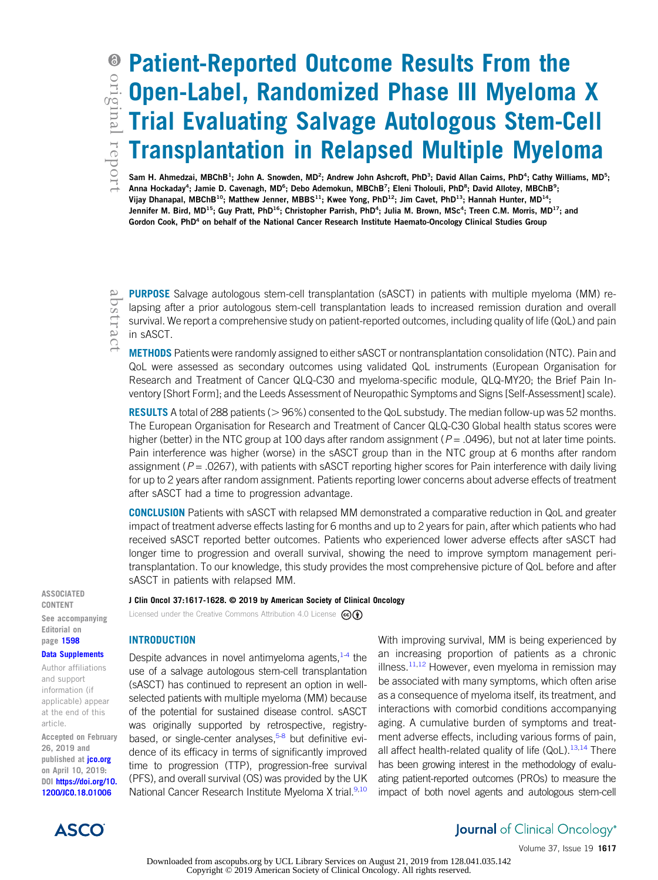# Patient-Reported Outcome Results From the Open-Label, Randomized Phase III Myeloma X Trial Evaluating Salvage Autologous Stem-Cell Transplantation in Relapsed Multiple Myeloma

**Sam H. Ahmedzai, MBChB[1]; John A. Snowden, MD[2]; Andrew John Ashcroft, PhD[3]; David Allan Cairns, PhD[4]; Cathy Williams, MD[5]; Anna Hockaday[4]; Jamie D. Cavenagh, MD[6]; Debo Ademokun, MBChB[7]; Eleni Tholouli, PhD[8]; David Allotey, MBChB[9]; Vijay Dhanapal, MBChB[10]; Matthew Jenner, MBBS[11]; Kwee Yong, PhD[12]; Jim Cavet, PhD[13]; Hannah Hunter, MD[14]; Jennifer M. Bird, MD[15]; Guy Pratt, PhD[16]; Christopher Parrish, PhD[4]; Julia M. Brown, MSc[4]; Treen C.M. Morris, MD[17]; and Gordon Cook, PhD[4] on behalf of the National Cancer Research Institute Haemato-Oncology Clinical Studies Group**

## abstract

**PURPOSE** Salvage autologous stem-cell transplantation (sASCT) in patients with multiple myeloma (MM) relapsing after a prior autologous stem-cell transplantation leads to increased remission duration and overall survival. We report a comprehensive study on patient-reported outcomes, including quality of life (QoL) and pain in sASCT.

**METHODS** Patients were randomly assigned to either sASCT or nontransplantation consolidation (NTC). Pain and QoL were assessed as secondary outcomes using validated QoL instruments (European Organisation for Research and Treatment of Cancer QLQ-C30 and myeloma-specific module, QLQ-MY20; the Brief Pain Inventory [Short Form]; and the Leeds Assessment of Neuropathic Symptoms and Signs [Self-Assessment] scale).

**RESULTS** A total of 288 patients (> 96%) consented to the QoL substudy. The median follow-up was 52 months. The European Organisation for Research and Treatment of Cancer QLQ-C30 Global health status scores were higher (better) in the NTC group at 100 days after random assignment ($P = .0496$), but not at later time points. Pain interference was higher (worse) in the sASCT group than in the NTC group at 6 months after random assignment ($P = .0267$), with patients with sASCT reporting higher scores for Pain interference with daily living for up to 2 years after random assignment. Patients reporting lower concerns about adverse effects of treatment after sASCT had a time to progression advantage.

**CONCLUSION** Patients with sASCT with relapsed MM demonstrated a comparative reduction in QoL and greater impact of treatment adverse effects lasting for 6 months and up to 2 years for pain, after which patients who had received sASCT reported better outcomes. Patients who experienced lower adverse effects after sASCT had longer time to progression and overall survival, showing the need to improve symptom management peri-transplantation. To our knowledge, this study provides the most comprehensive picture of QoL before and after sASCT in patients with relapsed MM.

*J Clin Oncol 37:1617-1628. © 2019 by American Society of Clinical Oncology*

Licensed under the Creative Commons Attribution 4.0 License

ASSOCIATED CONTENT

See accompanying Editorial on page 1598

Data Supplements

Author affiliations and support information (if applicable) appear at the end of this article.

Accepted on February 26, 2019 and published at jco.org on April 10, 2019: DOI https://doi.org/10.1200/JCO.18.01006

## INTRODUCTION

Despite advances in novel antimyeloma agents,[1-4] the use of a salvage autologous stem-cell transplantation (sASCT) has continued to represent an option in well-selected patients with multiple myeloma (MM) because of the potential for sustained disease control. sASCT was originally supported by retrospective, registry-based, or single-center analyses,[5-8] but definitive evidence of its efficacy in terms of significantly improved time to progression (TTP), progression-free survival (PFS), and overall survival (OS) was provided by the UK National Cancer Research Institute Myeloma X trial.[9,10]

With improving survival, MM is being experienced by an increasing proportion of patients as a chronic illness.[11,12] However, even myeloma in remission may be associated with many symptoms, which often arise as a consequence of myeloma itself, its treatment, and interactions with comorbid conditions accompanying aging. A cumulative burden of symptoms and treatment adverse effects, including various forms of pain, all affect health-related quality of life (QoL).[13,14] There has been growing interest in the methodology of evaluating patient-reported outcomes (PROs) to measure the impact of both novel agents and autologous stem-cell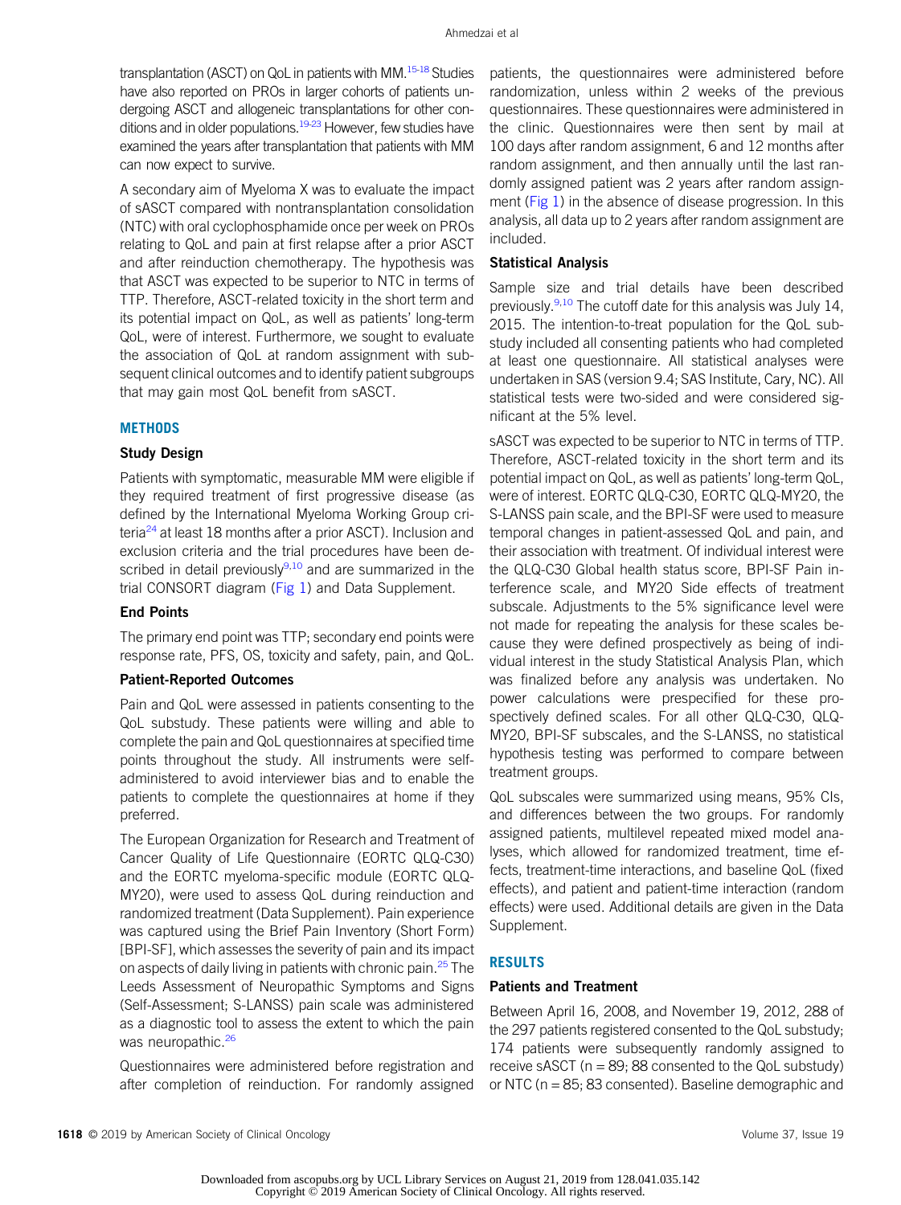transplantation (ASCT) on QoL in patients with MM.[15-18] Studies have also reported on PROs in larger cohorts of patients undergoing ASCT and allogeneic transplantations for other conditions and in older populations.[19-23] However, few studies have examined the years after transplantation that patients with MM can now expect to survive.

A secondary aim of Myeloma X was to evaluate the impact of sASCT compared with nontransplantation consolidation (NTC) with oral cyclophosphamide once per week on PROs relating to QoL and pain at first relapse after a prior ASCT and after reinduction chemotherapy. The hypothesis was that ASCT was expected to be superior to NTC in terms of TTP. Therefore, ASCT-related toxicity in the short term and its potential impact on QoL, as well as patients' long-term QoL, were of interest. Furthermore, we sought to evaluate the association of QoL at random assignment with subsequent clinical outcomes and to identify patient subgroups that may gain most QoL benefit from sASCT.

## METHODS

### Study Design

Patients with symptomatic, measurable MM were eligible if they required treatment of first progressive disease (as defined by the International Myeloma Working Group criteria[24] at least 18 months after a prior ASCT). Inclusion and exclusion criteria and the trial procedures have been described in detail previously[9,10] and are summarized in the trial CONSORT diagram (Fig 1) and Data Supplement.

### End Points

The primary end point was TTP; secondary end points were response rate, PFS, OS, toxicity and safety, pain, and QoL.

### Patient-Reported Outcomes

Pain and QoL were assessed in patients consenting to the QoL substudy. These patients were willing and able to complete the pain and QoL questionnaires at specified time points throughout the study. All instruments were self-administered to avoid interviewer bias and to enable the patients to complete the questionnaires at home if they preferred.

The European Organization for Research and Treatment of Cancer Quality of Life Questionnaire (EORTC QLQ-C30) and the EORTC myeloma-specific module (EORTC QLQ-MY20), were used to assess QoL during reinduction and randomized treatment (Data Supplement). Pain experience was captured using the Brief Pain Inventory (Short Form) [BPI-SF], which assesses the severity of pain and its impact on aspects of daily living in patients with chronic pain.[25] The Leeds Assessment of Neuropathic Symptoms and Signs (Self-Assessment; S-LANSS) pain scale was administered as a diagnostic tool to assess the extent to which the pain was neuropathic.[26]

Questionnaires were administered before registration and after completion of reinduction. For randomly assigned patients, the questionnaires were administered before randomization, unless within 2 weeks of the previous questionnaires. These questionnaires were administered in the clinic. Questionnaires were then sent by mail at 100 days after random assignment, 6 and 12 months after random assignment, and then annually until the last randomly assigned patient was 2 years after random assignment (Fig 1) in the absence of disease progression. In this analysis, all data up to 2 years after random assignment are included.

### Statistical Analysis

Sample size and trial details have been described previously.[9,10] The cutoff date for this analysis was July 14, 2015. The intention-to-treat population for the QoL substudy included all consenting patients who had completed at least one questionnaire. All statistical analyses were undertaken in SAS (version 9.4; SAS Institute, Cary, NC). All statistical tests were two-sided and were considered significant at the 5% level.

sASCT was expected to be superior to NTC in terms of TTP. Therefore, ASCT-related toxicity in the short term and its potential impact on QoL, as well as patients' long-term QoL, were of interest. EORTC QLQ-C30, EORTC QLQ-MY20, the S-LANSS pain scale, and the BPI-SF were used to measure temporal changes in patient-assessed QoL and pain, and their association with treatment. Of individual interest were the QLQ-C30 Global health status score, BPI-SF Pain interference scale, and MY20 Side effects of treatment subscale. Adjustments to the 5% significance level were not made for repeating the analysis for these scales because they were defined prospectively as being of individual interest in the study Statistical Analysis Plan, which was finalized before any analysis was undertaken. No power calculations were prespecified for these prospectively defined scales. For all other QLQ-C30, QLQ-MY20, BPI-SF subscales, and the S-LANSS, no statistical hypothesis testing was performed to compare between treatment groups.

QoL subscales were summarized using means, 95% CIs, and differences between the two groups. For randomly assigned patients, multilevel repeated mixed model analyses, which allowed for randomized treatment, time effects, treatment-time interactions, and baseline QoL (fixed effects), and patient and patient-time interaction (random effects) were used. Additional details are given in the Data Supplement.

## RESULTS

### Patients and Treatment

Between April 16, 2008, and November 19, 2012, 288 of the 297 patients registered consented to the QoL substudy; 174 patients were subsequently randomly assigned to receive sASCT (n = 89; 88 consented to the QoL substudy) or NTC (n = 85; 83 consented). Baseline demographic and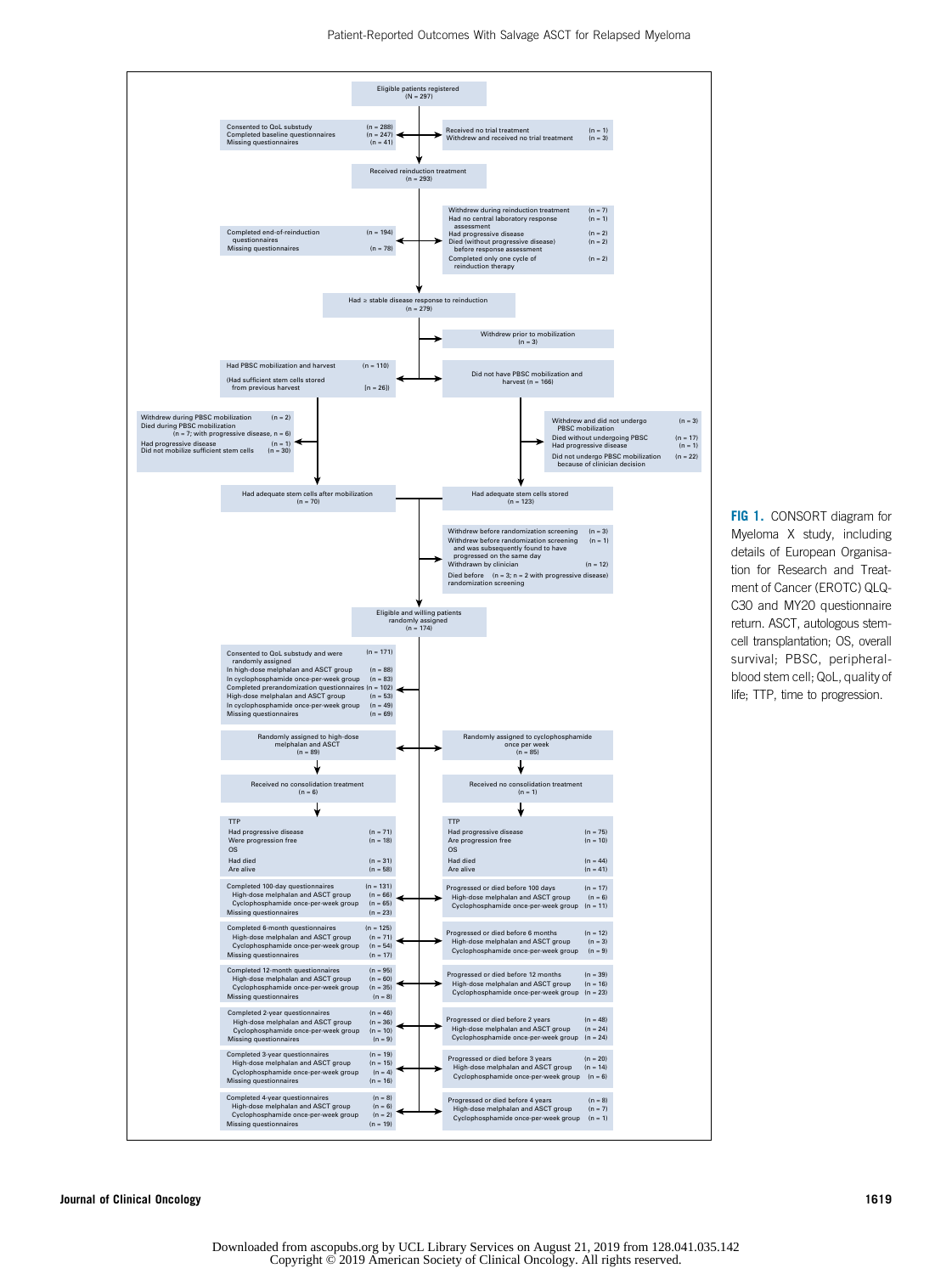Eligible patients registered (N = 297)

Consented to QoL substudy (n = 288)
Completed baseline questionnaires (n = 247)
Missing questionnaires (n = 41)

Received no trial treatment (n = 1)
Withdrew and received no trial treatment (n = 3)

Received reinduction treatment (n = 293)

Completed end-of-reinduction questionnaires (n = 194)
Missing questionnaires (n = 78)

Withdrew during reinduction treatment (n = 7)
Had no central laboratory response assessment (n = 1)
Had progressive disease (n = 2)
Died (without progressive disease) before response assessment (n = 2)
Completed only one cycle of reinduction therapy (n = 2)

Had ≥ stable disease response to reinduction (n = 279)

Withdrew prior to mobilization (n = 3)

Had PBSC mobilization and harvest (n = 110)
(Had sufficient stem cells stored from previous harvest (n = 26))

Did not have PBSC mobilization and harvest (n = 166)

Withdrew during PBSC mobilization (n = 2)
Died during PBSC mobilization (n = 7; with progressive disease, n = 6)
Had progressive disease (n = 1)
Did not mobilize sufficient stem cells (n = 30)

Withdrew and did not undergo PBSC mobilization (n = 3)
Died without undergoing PBSC (n = 17)
Had progressive disease (n = 1)
Did not undergo PBSC mobilization because of clinician decision (n = 22)

Had adequate stem cells after mobilization (n = 70)

Had adequate stem cells stored (n = 123)

Withdrew before randomization screening (n = 3)
Withdrew before randomization screening and was subsequently found to have progressed on the same day (n = 1)
Withdrawn by clinician (n = 12)
Died before randomization screening (n = 3; n = 2 with progressive disease)

Eligible and willing patients randomly assigned (n = 174)

Consented to QoL substudy and were randomly assigned (n = 171)
In high-dose melphalan and ASCT group (n = 88)
In cyclophosphamide once-per-week group (n = 83)
Completed prerandomization questionnaires (n = 102)
High-dose melphalan and ASCT group (n = 53)
In cyclophosphamide once-per-week group (n = 49)
Missing questionnaires (n = 69)

Randomly assigned to high-dose melphalan and ASCT (n = 89)

Randomly assigned to cyclophosphamide once per week (n = 85)

Received no consolidation treatment (n = 6)

Received no consolidation treatment (n = 1)

TTP
Had progressive disease (n = 71)
Were progression free (n = 18)
OS
Had died (n = 31)
Are alive (n = 58)

TTP
Had progressive disease (n = 75)
Are progression free (n = 10)
OS
Had died (n = 44)
Are alive (n = 41)

Completed 100-day questionnaires (n = 131)
High-dose melphalan and ASCT group (n = 66)
Cyclophosphamide once-per-week group (n = 65)
Missing questionnaires (n = 23)

Progressed or died before 100 days (n = 17)
High-dose melphalan and ASCT group (n = 6)
Cyclophosphamide once-per-week group (n = 11)

Completed 6-month questionnaires (n = 125)
High-dose melphalan and ASCT group (n = 71)
Cyclophosphamide once-per-week group (n = 54)
Missing questionnaires (n = 17)

Progressed or died before 6 months (n = 12)
High-dose melphalan and ASCT group (n = 3)
Cyclophosphamide once-per-week group (n = 9)

Completed 12-month questionnaires (n = 95)
High-dose melphalan and ASCT group (n = 60)
Cyclophosphamide once-per-week group (n = 35)
Missing questionnaires (n = 8)

Progressed or died before 12 months (n = 39)
High-dose melphalan and ASCT group (n = 16)
Cyclophosphamide once-per-week group (n = 23)

Completed 2-year questionnaires (n = 46)
High-dose melphalan and ASCT group (n = 36)
Cyclophosphamide once-per-week group (n = 10)
Missing questionnaires (n = 9)

Progressed or died before 2 years (n = 48)
High-dose melphalan and ASCT group (n = 24)
Cyclophosphamide once-per-week group (n = 24)

Completed 3-year questionnaires (n = 19)
High-dose melphalan and ASCT group (n = 15)
Cyclophosphamide once-per-week group (n = 4)
Missing questionnaires (n = 16)

Progressed or died before 3 years (n = 20)
High-dose melphalan and ASCT group (n = 14)
Cyclophosphamide once-per-week group (n = 6)

Completed 4-year questionnaires (n = 8)
High-dose melphalan and ASCT group (n = 6)
Cyclophosphamide once-per-week group (n = 2)
Missing questionnaires (n = 19)

Progressed or died before 4 years (n = 8)
High-dose melphalan and ASCT group (n = 7)
Cyclophosphamide once-per-week group (n = 1)

**FIG 1.** CONSORT diagram for Myeloma X study, including details of European Organisation for Research and Treatment of Cancer (EROTC) QLQ-C30 and MY20 questionnaire return. ASCT, autologous stem-cell transplantation; OS, overall survival; PBSC, peripheral-blood stem cell; QoL, quality of life; TTP, time to progression.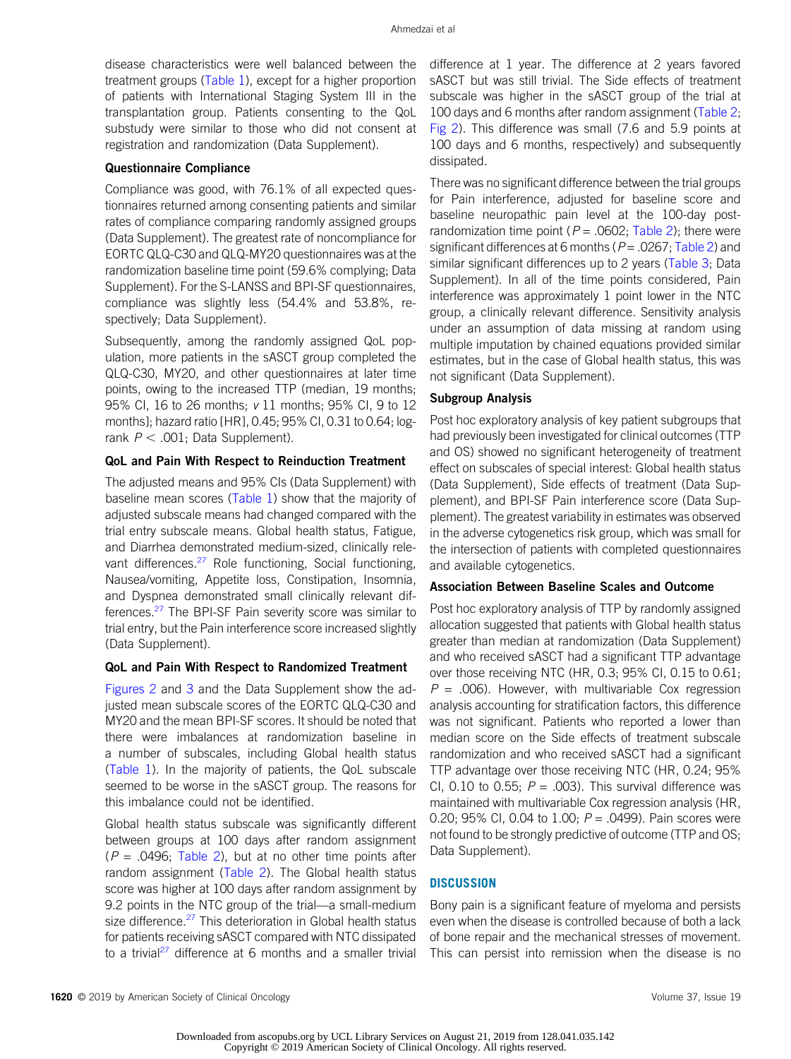disease characteristics were well balanced between the treatment groups (Table 1), except for a higher proportion of patients with International Staging System III in the transplantation group. Patients consenting to the QoL substudy were similar to those who did not consent at registration and randomization (Data Supplement).

### Questionnaire Compliance

Compliance was good, with 76.1% of all expected questionnaires returned among consenting patients and similar rates of compliance comparing randomly assigned groups (Data Supplement). The greatest rate of noncompliance for EORTC QLQ-C30 and QLQ-MY20 questionnaires was at the randomization baseline time point (59.6% complying; Data Supplement). For the S-LANSS and BPI-SF questionnaires, compliance was slightly less (54.4% and 53.8%, respectively; Data Supplement).

Subsequently, among the randomly assigned QoL population, more patients in the sASCT group completed the QLQ-C30, MY20, and other questionnaires at later time points, owing to the increased TTP (median, 19 months; 95% CI, 16 to 26 months; *v* 11 months; 95% CI, 9 to 12 months]; hazard ratio [HR], 0.45; 95% CI, 0.31 to 0.64; log-rank $P < .001$; Data Supplement).

### QoL and Pain With Respect to Reinduction Treatment

The adjusted means and 95% CIs (Data Supplement) with baseline mean scores (Table 1) show that the majority of adjusted subscale means had changed compared with the trial entry subscale means. Global health status, Fatigue, and Diarrhea demonstrated medium-sized, clinically relevant differences.[27] Role functioning, Social functioning, Nausea/vomiting, Appetite loss, Constipation, Insomnia, and Dyspnea demonstrated small clinically relevant differences.[27] The BPI-SF Pain severity score was similar to trial entry, but the Pain interference score increased slightly (Data Supplement).

### QoL and Pain With Respect to Randomized Treatment

Figures 2 and 3 and the Data Supplement show the adjusted mean subscale scores of the EORTC QLQ-C30 and MY20 and the mean BPI-SF scores. It should be noted that there were imbalances at randomization baseline in a number of subscales, including Global health status (Table 1). In the majority of patients, the QoL subscale seemed to be worse in the sASCT group. The reasons for this imbalance could not be identified.

Global health status subscale was significantly different between groups at 100 days after random assignment ($P = .0496$; Table 2), but at no other time points after random assignment (Table 2). The Global health status score was higher at 100 days after random assignment by 9.2 points in the NTC group of the trial—a small-medium size difference.[27] This deterioration in Global health status for patients receiving sASCT compared with NTC dissipated to a trivial[27] difference at 6 months and a smaller trivial difference at 1 year. The difference at 2 years favored sASCT but was still trivial. The Side effects of treatment subscale was higher in the sASCT group of the trial at 100 days and 6 months after random assignment (Table 2; Fig 2). This difference was small (7.6 and 5.9 points at 100 days and 6 months, respectively) and subsequently dissipated.

There was no significant difference between the trial groups for Pain interference, adjusted for baseline score and baseline neuropathic pain level at the 100-day post-randomization time point ($P = .0602$; Table 2); there were significant differences at 6 months ($P = .0267$; Table 2) and similar significant differences up to 2 years (Table 3; Data Supplement). In all of the time points considered, Pain interference was approximately 1 point lower in the NTC group, a clinically relevant difference. Sensitivity analysis under an assumption of data missing at random using multiple imputation by chained equations provided similar estimates, but in the case of Global health status, this was not significant (Data Supplement).

### Subgroup Analysis

Post hoc exploratory analysis of key patient subgroups that had previously been investigated for clinical outcomes (TTP and OS) showed no significant heterogeneity of treatment effect on subscales of special interest: Global health status (Data Supplement), Side effects of treatment (Data Supplement), and BPI-SF Pain interference score (Data Supplement). The greatest variability in estimates was observed in the adverse cytogenetics risk group, which was small for the intersection of patients with completed questionnaires and available cytogenetics.

### Association Between Baseline Scales and Outcome

Post hoc exploratory analysis of TTP by randomly assigned allocation suggested that patients with Global health status greater than median at randomization (Data Supplement) and who received sASCT had a significant TTP advantage over those receiving NTC (HR, 0.3; 95% CI, 0.15 to 0.61; $P = .006$). However, with multivariable Cox regression analysis accounting for stratification factors, this difference was not significant. Patients who reported a lower than median score on the Side effects of treatment subscale randomization and who received sASCT had a significant TTP advantage over those receiving NTC (HR, 0.24; 95% CI, 0.10 to 0.55; $P = .003$). This survival difference was maintained with multivariable Cox regression analysis (HR, 0.20; 95% CI, 0.04 to 1.00; $P = .0499$). Pain scores were not found to be strongly predictive of outcome (TTP and OS; Data Supplement).

## DISCUSSION

Bony pain is a significant feature of myeloma and persists even when the disease is controlled because of both a lack of bone repair and the mechanical stresses of movement. This can persist into remission when the disease is no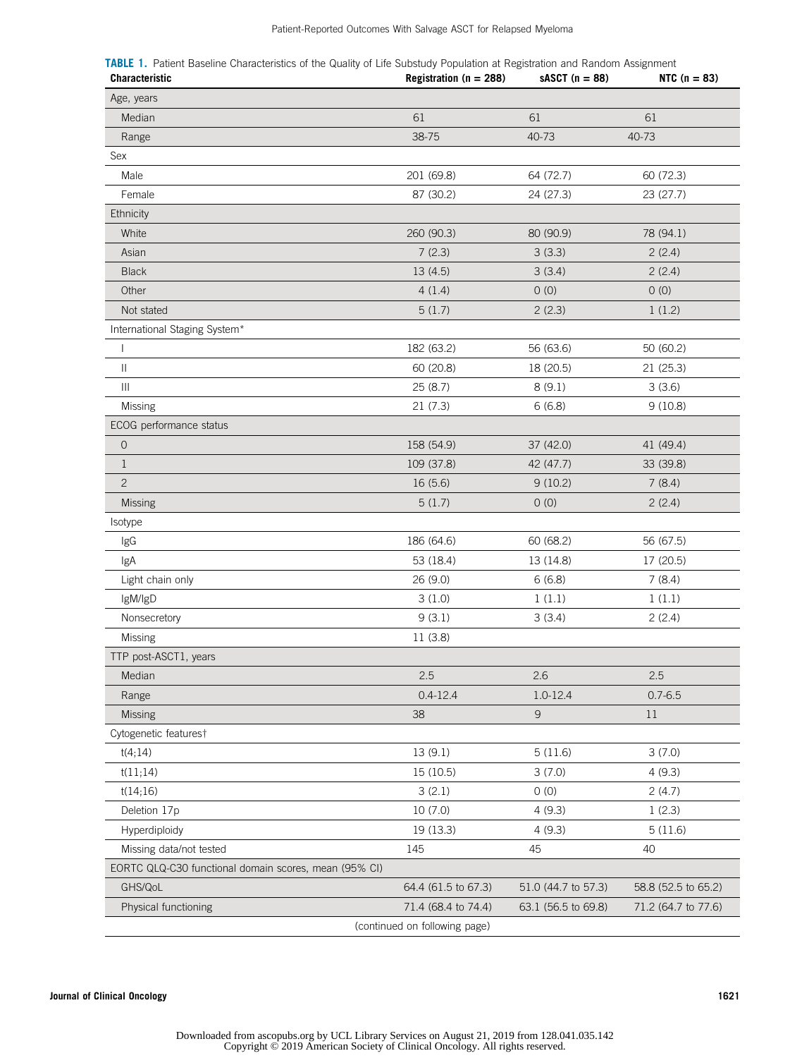**TABLE 1.** Patient Baseline Characteristics of the Quality of Life Substudy Population at Registration and Random Assignment

| Characteristic | Registration (n = 288) | sASCT (n = 88) | NTC (n = 83) |
|---|---|---|---|
| Age, years | | | |
| Median | 61 | 61 | 61 |
| Range | 38-75 | 40-73 | 40-73 |
| Sex | | | |
| Male | 201 (69.8) | 64 (72.7) | 60 (72.3) |
| Female | 87 (30.2) | 24 (27.3) | 23 (27.7) |
| Ethnicity | | | |
| White | 260 (90.3) | 80 (90.9) | 78 (94.1) |
| Asian | 7 (2.3) | 3 (3.3) | 2 (2.4) |
| Black | 13 (4.5) | 3 (3.4) | 2 (2.4) |
| Other | 4 (1.4) | 0 (0) | 0 (0) |
| Not stated | 5 (1.7) | 2 (2.3) | 1 (1.2) |
| International Staging System* | | | |
| I | 182 (63.2) | 56 (63.6) | 50 (60.2) |
| II | 60 (20.8) | 18 (20.5) | 21 (25.3) |
| III | 25 (8.7) | 8 (9.1) | 3 (3.6) |
| Missing | 21 (7.3) | 6 (6.8) | 9 (10.8) |
| ECOG performance status | | | |
| 0 | 158 (54.9) | 37 (42.0) | 41 (49.4) |
| 1 | 109 (37.8) | 42 (47.7) | 33 (39.8) |
| 2 | 16 (5.6) | 9 (10.2) | 7 (8.4) |
| Missing | 5 (1.7) | 0 (0) | 2 (2.4) |
| Isotype | | | |
| IgG | 186 (64.6) | 60 (68.2) | 56 (67.5) |
| IgA | 53 (18.4) | 13 (14.8) | 17 (20.5) |
| Light chain only | 26 (9.0) | 6 (6.8) | 7 (8.4) |
| IgM/IgD | 3 (1.0) | 1 (1.1) | 1 (1.1) |
| Nonsecretory | 9 (3.1) | 3 (3.4) | 2 (2.4) |
| Missing | 11 (3.8) | | |
| TTP post-ASCT1, years | | | |
| Median | 2.5 | 2.6 | 2.5 |
| Range | 0.4-12.4 | 1.0-12.4 | 0.7-6.5 |
| Missing | 38 | 9 | 11 |
| Cytogenetic features† | | | |
| t(4;14) | 13 (9.1) | 5 (11.6) | 3 (7.0) |
| t(11;14) | 15 (10.5) | 3 (7.0) | 4 (9.3) |
| t(14;16) | 3 (2.1) | 0 (0) | 2 (4.7) |
| Deletion 17p | 10 (7.0) | 4 (9.3) | 1 (2.3) |
| Hyperdiploidy | 19 (13.3) | 4 (9.3) | 5 (11.6) |
| Missing data/not tested | 145 | 45 | 40 |
| EORTC QLQ-C30 functional domain scores, mean (95% CI) | | | |
| GHS/QoL | 64.4 (61.5 to 67.3) | 51.0 (44.7 to 57.3) | 58.8 (52.5 to 65.2) |
| Physical functioning | 71.4 (68.4 to 74.4) | 63.1 (56.5 to 69.8) | 71.2 (64.7 to 77.6) |

(continued on following page)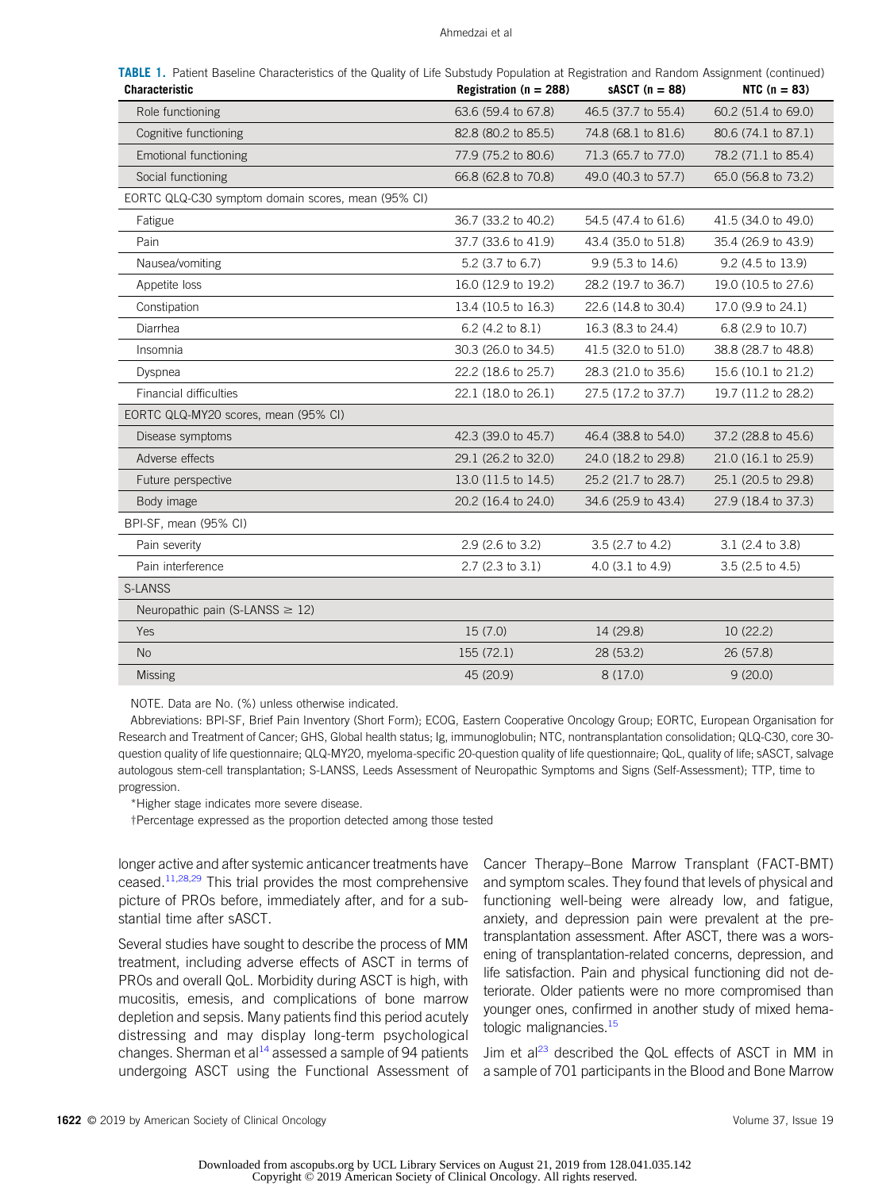**TABLE 1.** Patient Baseline Characteristics of the Quality of Life Substudy Population at Registration and Random Assignment (continued)

| Characteristic | Registration (n = 288) | sASCT (n = 88) | NTC (n = 83) |
|---|---|---|---|
| Role functioning | 63.6 (59.4 to 67.8) | 46.5 (37.7 to 55.4) | 60.2 (51.4 to 69.0) |
| Cognitive functioning | 82.8 (80.2 to 85.5) | 74.8 (68.1 to 81.6) | 80.6 (74.1 to 87.1) |
| Emotional functioning | 77.9 (75.2 to 80.6) | 71.3 (65.7 to 77.0) | 78.2 (71.1 to 85.4) |
| Social functioning | 66.8 (62.8 to 70.8) | 49.0 (40.3 to 57.7) | 65.0 (56.8 to 73.2) |
| EORTC QLQ-C30 symptom domain scores, mean (95% CI) | | | |
| Fatigue | 36.7 (33.2 to 40.2) | 54.5 (47.4 to 61.6) | 41.5 (34.0 to 49.0) |
| Pain | 37.7 (33.6 to 41.9) | 43.4 (35.0 to 51.8) | 35.4 (26.9 to 43.9) |
| Nausea/vomiting | 5.2 (3.7 to 6.7) | 9.9 (5.3 to 14.6) | 9.2 (4.5 to 13.9) |
| Appetite loss | 16.0 (12.9 to 19.2) | 28.2 (19.7 to 36.7) | 19.0 (10.5 to 27.6) |
| Constipation | 13.4 (10.5 to 16.3) | 22.6 (14.8 to 30.4) | 17.0 (9.9 to 24.1) |
| Diarrhea | 6.2 (4.2 to 8.1) | 16.3 (8.3 to 24.4) | 6.8 (2.9 to 10.7) |
| Insomnia | 30.3 (26.0 to 34.5) | 41.5 (32.0 to 51.0) | 38.8 (28.7 to 48.8) |
| Dyspnea | 22.2 (18.6 to 25.7) | 28.3 (21.0 to 35.6) | 15.6 (10.1 to 21.2) |
| Financial difficulties | 22.1 (18.0 to 26.1) | 27.5 (17.2 to 37.7) | 19.7 (11.2 to 28.2) |
| EORTC QLQ-MY20 scores, mean (95% CI) | | | |
| Disease symptoms | 42.3 (39.0 to 45.7) | 46.4 (38.8 to 54.0) | 37.2 (28.8 to 45.6) |
| Adverse effects | 29.1 (26.2 to 32.0) | 24.0 (18.2 to 29.8) | 21.0 (16.1 to 25.9) |
| Future perspective | 13.0 (11.5 to 14.5) | 25.2 (21.7 to 28.7) | 25.1 (20.5 to 29.8) |
| Body image | 20.2 (16.4 to 24.0) | 34.6 (25.9 to 43.4) | 27.9 (18.4 to 37.3) |
| BPI-SF, mean (95% CI) | | | |
| Pain severity | 2.9 (2.6 to 3.2) | 3.5 (2.7 to 4.2) | 3.1 (2.4 to 3.8) |
| Pain interference | 2.7 (2.3 to 3.1) | 4.0 (3.1 to 4.9) | 3.5 (2.5 to 4.5) |
| S-LANSS | | | |
| Neuropathic pain (S-LANSS ≥ 12) | | | |
| Yes | 15 (7.0) | 14 (29.8) | 10 (22.2) |
| No | 155 (72.1) | 28 (53.2) | 26 (57.8) |
| Missing | 45 (20.9) | 8 (17.0) | 9 (20.0) |

NOTE. Data are No. (%) unless otherwise indicated.

Abbreviations: BPI-SF, Brief Pain Inventory (Short Form); ECOG, Eastern Cooperative Oncology Group; EORTC, European Organisation for Research and Treatment of Cancer; GHS, Global health status; Ig, immunoglobulin; NTC, nontransplantation consolidation; QLQ-C30, core 30-question quality of life questionnaire; QLQ-MY20, myeloma-specific 20-question quality of life questionnaire; QoL, quality of life; sASCT, salvage autologous stem-cell transplantation; S-LANSS, Leeds Assessment of Neuropathic Symptoms and Signs (Self-Assessment); TTP, time to progression.

*Higher stage indicates more severe disease.

†Percentage expressed as the proportion detected among those tested

longer active and after systemic anticancer treatments have ceased.[11,28,29] This trial provides the most comprehensive picture of PROs before, immediately after, and for a substantial time after sASCT.

Several studies have sought to describe the process of MM treatment, including adverse effects of ASCT in terms of PROs and overall QoL. Morbidity during ASCT is high, with mucositis, emesis, and complications of bone marrow depletion and sepsis. Many patients find this period acutely distressing and may display long-term psychological changes. Sherman et al[14] assessed a sample of 94 patients undergoing ASCT using the Functional Assessment of Cancer Therapy–Bone Marrow Transplant (FACT-BMT) and symptom scales. They found that levels of physical and functioning well-being were already low, and fatigue, anxiety, and depression pain were prevalent at the pre-transplantation assessment. After ASCT, there was a worsening of transplantation-related concerns, depression, and life satisfaction. Pain and physical functioning did not deteriorate. Older patients were no more compromised than younger ones, confirmed in another study of mixed hematologic malignancies.[15]

Jim et al[23] described the QoL effects of ASCT in MM in a sample of 701 participants in the Blood and Bone Marrow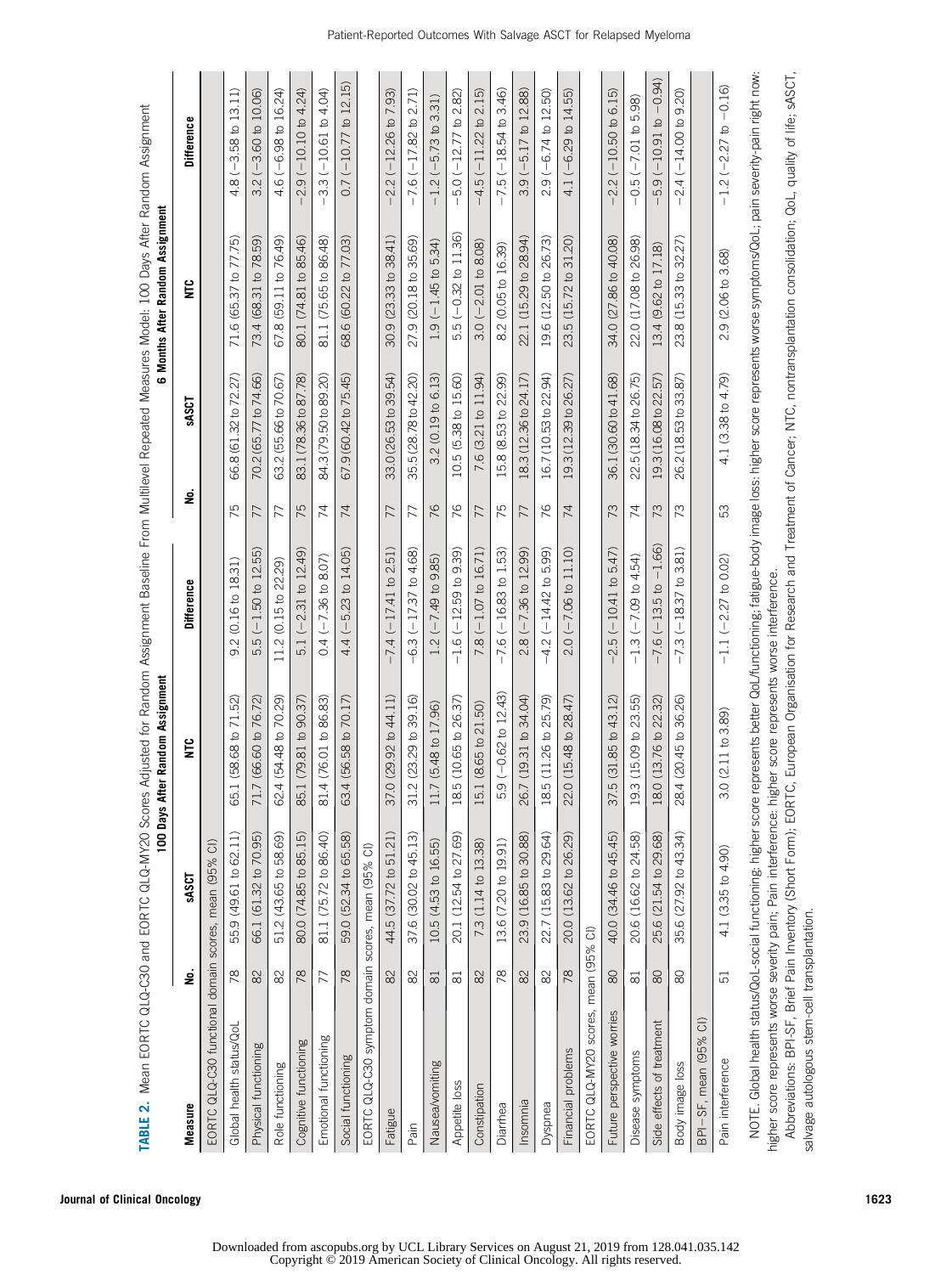**TABLE 2.** Mean EORTC QLQ-C30 and EORTC QLQ-MY20 Scores Adjusted for Random Assignment Baseline From Multilevel Repeated Measures Model: 100 Days After Random Assignment

| Measure | 100 Days After Random Assignment | | | | 6 Months After Random Assignment | | | |
|---|---|---|---|---|---|---|---|---|
| | No. | sASCT | NTC | Difference | No. | sASCT | NTC | Difference |
| EORTC QLQ-C30 functional domain scores, mean (95% CI) | | | | | | | | |
| Global health status/QoL | 78 | 55.9 (49.61 to 62.11) | 65.1 (58.68 to 71.52) | 9.2 (0.16 to 18.31) | 75 | 66.8 (61.32 to 72.27) | 71.6 (65.37 to 77.75) | 4.8 (−3.58 to 13.11) |
| Physical functioning | 82 | 66.1 (61.32 to 70.95) | 71.7 (66.60 to 76.72) | 5.5 (−1.50 to 12.55) | 77 | 70.2 (65.77 to 74.66) | 73.4 (68.31 to 78.59) | 3.2 (−3.60 to 10.06) |
| Role functioning | 82 | 51.2 (43.65 to 58.69) | 62.4 (54.48 to 70.29) | 11.2 (0.15 to 22.29) | 77 | 63.2 (55.66 to 70.67) | 67.8 (59.11 to 76.49) | 4.6 (−6.98 to 16.24) |
| Cognitive functioning | 78 | 80.0 (74.85 to 85.15) | 85.1 (79.81 to 90.37) | 5.1 (−2.31 to 12.49) | 75 | 83.1 (78.36 to 87.78) | 80.1 (74.81 to 85.46) | −2.9 (−10.10 to 4.24) |
| Emotional functioning | 77 | 81.1 (75.72 to 86.40) | 81.4 (76.01 to 86.83) | 0.4 (−7.36 to 8.07) | 74 | 84.3 (79.50 to 89.20) | 81.1 (75.65 to 86.48) | −3.3 (−10.61 to 4.04) |
| Social functioning | 78 | 59.0 (52.34 to 65.58) | 63.4 (56.58 to 70.17) | 4.4 (−5.23 to 14.05) | 74 | 67.9 (60.42 to 75.45) | 68.6 (60.22 to 77.03) | 0.7 (−10.77 to 12.15) |
| EORTC QLQ-C30 symptom domain scores, mean (95% CI) | | | | | | | | |
| Fatigue | 82 | 44.5 (37.72 to 51.21) | 37.0 (29.92 to 44.11) | −7.4 (−17.41 to 2.51) | 77 | 33.0 (26.53 to 39.54) | 30.9 (23.33 to 38.41) | −2.2 (−12.26 to 7.93) |
| Pain | 82 | 37.6 (30.02 to 45.13) | 31.2 (23.29 to 39.16) | −6.3 (−17.37 to 4.68) | 77 | 35.5 (28.78 to 42.20) | 27.9 (20.18 to 35.69) | −7.6 (−17.82 to 2.71) |
| Nausea/vomiting | 81 | 10.5 (4.53 to 16.55) | 11.7 (5.48 to 17.96) | 1.2 (−7.49 to 9.85) | 76 | 3.2 (0.19 to 6.13) | 1.9 (−1.45 to 5.34) | −1.2 (−5.73 to 3.31) |
| Appetite loss | 81 | 20.1 (12.54 to 27.69) | 18.5 (10.65 to 26.37) | −1.6 (−12.59 to 9.39) | 76 | 10.5 (5.38 to 15.60) | 5.5 (−0.32 to 11.36) | −5.0 (−12.77 to 2.82) |
| Constipation | 82 | 7.3 (1.14 to 13.38) | 15.1 (8.65 to 21.50) | 7.8 (−1.07 to 16.71) | 77 | 7.6 (3.21 to 11.94) | 3.0 (−2.01 to 8.08) | −4.5 (−11.22 to 2.15) |
| Diarrhea | 78 | 13.6 (7.20 to 19.91) | 5.9 (−0.62 to 12.43) | −7.6 (−16.83 to 1.53) | 75 | 15.8 (8.53 to 22.99) | 8.2 (0.05 to 16.39) | −7.5 (−18.54 to 3.46) |
| Insomnia | 82 | 23.9 (16.85 to 30.88) | 26.7 (19.31 to 34.04) | 2.8 (−7.36 to 12.99) | 77 | 18.3 (12.36 to 24.17) | 22.1 (15.29 to 28.94) | 3.9 (−5.17 to 12.88) |
| Dyspnea | 82 | 22.7 (15.83 to 29.64) | 18.5 (11.26 to 25.79) | −4.2 (−14.42 to 5.99) | 76 | 16.7 (10.53 to 22.94) | 19.6 (12.50 to 26.73) | 2.9 (−6.74 to 12.50) |
| Financial problems | 78 | 20.0 (13.62 to 26.29) | 22.0 (15.48 to 28.47) | 2.0 (−7.06 to 11.10) | 74 | 19.3 (12.39 to 26.27) | 23.5 (15.72 to 31.20) | 4.1 (−6.29 to 14.55) |
| EORTC QLQ-MY20 scores, mean (95% CI) | | | | | | | | |
| Future perspective worries | 80 | 40.0 (34.46 to 45.45) | 37.5 (31.85 to 43.12) | −2.5 (−10.41 to 5.47) | 73 | 36.1 (30.60 to 41.68) | 34.0 (27.86 to 40.08) | −2.2 (−10.50 to 6.15) |
| Disease symptoms | 81 | 20.6 (16.62 to 24.58) | 19.3 (15.09 to 23.55) | −1.3 (−7.09 to 4.54) | 74 | 22.5 (18.34 to 26.75) | 22.0 (17.08 to 26.98) | −0.5 (−7.01 to 5.98) |
| Side effects of treatment | 80 | 25.6 (21.54 to 29.68) | 18.0 (13.76 to 22.32) | −7.6 (−13.5 to −1.66) | 73 | 19.3 (16.08 to 22.57) | 13.4 (9.62 to 17.18) | −5.9 (−10.91 to −0.94) |
| Body image loss | 80 | 35.6 (27.92 to 43.34) | 28.4 (20.45 to 36.26) | −7.3 (−18.37 to 3.81) | 73 | 26.2 (18.53 to 33.87) | 23.8 (15.33 to 32.27) | −2.4 (−14.00 to 9.20) |
| BPI−SF, mean (95% CI) | | | | | | | | |
| Pain interference | 51 | 4.1 (3.35 to 4.90) | 3.0 (2.11 to 3.89) | −1.1 (−2.27 to 0.02) | 53 | 4.1 (3.38 to 4.79) | 2.9 (2.06 to 3.68) | −1.2 (−2.27 to −0.16) |

NOTE. Global health status/QoL-social functioning: higher score represents better QoL/functioning; fatigue-body image loss: higher score represents worse symptoms/QoL; pain severity-pain right now: higher score represents worse severity pain; Pain interference: higher score represents worse interference.

Abbreviations: BPI-SF, Brief Pain Inventory (Short Form); EORTC, European Organisation for Research and Treatment of Cancer; NTC, nontransplantation consolidation; QoL, quality of life; sASCT, salvage autologous stem-cell transplantation.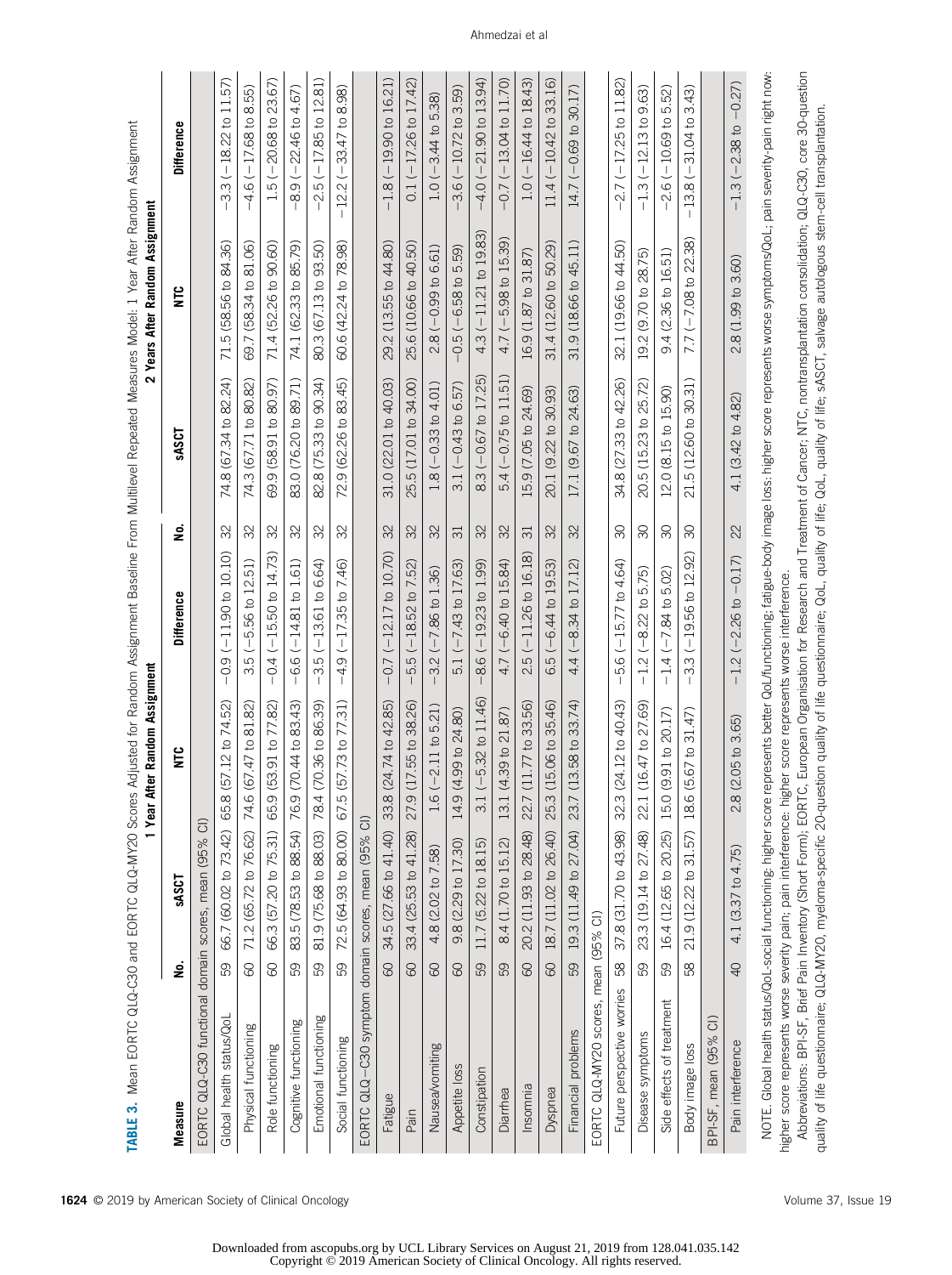**TABLE 3.** Mean EORTC QLQ-C30 and EORTC QLQ-MY20 Scores Adjusted for Random Assignment Baseline From Multilevel Repeated Measures Model: 1 Year After Random Assignment

| Measure | 1 Year After Random Assignment | | | | 2 Years After Random Assignment | | | |
|---|---|---|---|---|---|---|---|---|
| | No. | sASCT | NTC | Difference | No. | sASCT | NTC | Difference |
| EORTC QLQ-C30 functional domain scores, mean (95% CI) | | | | | | | | |
| Global health status/QoL | 59 | 66.7 (60.02 to 73.42) | 65.8 (57.12 to 74.52) | −0.9 (−11.90 to 10.10) | 32 | 74.8 (67.34 to 82.24) | 71.5 (58.56 to 84.36) | −3.3 (−18.22 to 11.57) |
| Physical functioning | 60 | 71.2 (65.72 to 76.62) | 74.6 (67.47 to 81.82) | 3.5 (−5.56 to 12.51) | 32 | 74.3 (67.71 to 80.82) | 69.7 (58.34 to 81.06) | −4.6 (−17.68 to 8.55) |
| Role functioning | 60 | 66.3 (57.20 to 75.31) | 65.9 (53.91 to 77.82) | −0.4 (−15.50 to 14.73) | 32 | 69.9 (58.91 to 80.97) | 71.4 (52.26 to 90.60) | 1.5 (−20.68 to 23.67) |
| Cognitive functioning | 59 | 83.5 (78.53 to 88.54) | 76.9 (70.44 to 83.43) | −6.6 (−14.81 to 1.61) | 32 | 83.0 (76.20 to 89.71) | 74.1 (62.33 to 85.79) | −8.9 (−22.46 to 4.67) |
| Emotional functioning | 59 | 81.9 (75.68 to 88.03) | 78.4 (70.36 to 86.39) | −3.5 (−13.61 to 6.64) | 32 | 82.8 (75.33 to 90.34) | 80.3 (67.13 to 93.50) | −2.5 (−17.85 to 12.81) |
| Social functioning | 59 | 72.5 (64.93 to 80.00) | 67.5 (57.73 to 77.31) | −4.9 (−17.35 to 7.46) | 32 | 72.9 (62.26 to 83.45) | 60.6 (42.24 to 78.98) | −12.2 (−33.47 to 8.98) |
| EORTC QLQ−C30 symptom domain scores, mean (95% CI) | | | | | | | | |
| Fatigue | 60 | 34.5 (27.66 to 41.40) | 33.8 (24.74 to 42.85) | −0.7 (−12.17 to 10.70) | 32 | 31.0 (22.01 to 40.03) | 29.2 (13.55 to 44.80) | −1.8 (−19.90 to 16.21) |
| Pain | 60 | 33.4 (25.53 to 41.28) | 27.9 (17.55 to 38.26) | −5.5 (−18.52 to 7.52) | 32 | 25.5 (17.01 to 34.00) | 25.6 (10.66 to 40.50) | 0.1 (−17.26 to 17.42) |
| Nausea/vomiting | 60 | 4.8 (2.02 to 7.58) | 1.6 (−2.11 to 5.21) | −3.2 (−7.86 to 1.36) | 32 | 1.8 (−0.33 to 4.01) | 2.8 (−0.99 to 6.61) | 1.0 (−3.44 to 5.38) |
| Appetite loss | 60 | 9.8 (2.29 to 17.30) | 14.9 (4.99 to 24.80) | 5.1 (−7.43 to 17.63) | 31 | 3.1 (−0.43 to 6.57) | −0.5 (−6.58 to 5.59) | −3.6 (−10.72 to 3.59) |
| Constipation | 59 | 11.7 (5.22 to 18.15) | 3.1 (−5.32 to 11.46) | −8.6 (−19.23 to 1.99) | 32 | 8.3 (−0.67 to 17.25) | 4.3 (−11.21 to 19.83) | −4.0 (−21.90 to 13.94) |
| Diarrhea | 59 | 8.4 (1.70 to 15.12) | 13.1 (4.39 to 21.87) | 4.7 (−6.40 to 15.84) | 32 | 5.4 (−0.75 to 11.51) | 4.7 (−5.98 to 15.39) | −0.7 (−13.04 to 11.70) |
| Insomnia | 60 | 20.2 (11.93 to 28.48) | 22.7 (11.77 to 33.56) | 2.5 (−11.26 to 16.18) | 31 | 15.9 (7.05 to 24.69) | 16.9 (1.87 to 31.87) | 1.0 (−16.44 to 18.43) |
| Dyspnea | 60 | 18.7 (11.02 to 26.40) | 25.3 (15.06 to 35.46) | 6.5 (−6.44 to 19.53) | 32 | 20.1 (9.22 to 30.93) | 31.4 (12.60 to 50.29) | 11.4 (−10.42 to 33.16) |
| Financial problems | 59 | 19.3 (11.49 to 27.04) | 23.7 (13.58 to 33.74) | 4.4 (−8.34 to 17.12) | 32 | 17.1 (9.67 to 24.63) | 31.9 (18.66 to 45.11) | 14.7 (−0.69 to 30.17) |
| EORTC QLQ-MY20 scores, mean (95% CI) | | | | | | | | |
| Future perspective worries | 58 | 37.8 (31.70 to 43.98) | 32.3 (24.12 to 40.43) | −5.6 (−15.77 to 4.64) | 30 | 34.8 (27.33 to 42.26) | 32.1 (19.66 to 44.50) | −2.7 (−17.25 to 11.82) |
| Disease symptoms | 59 | 23.3 (19.14 to 27.48) | 22.1 (16.47 to 27.69) | −1.2 (−8.22 to 5.75) | 30 | 20.5 (15.23 to 25.72) | 19.2 (9.70 to 28.75) | −1.3 (−12.13 to 9.63) |
| Side effects of treatment | 59 | 16.4 (12.65 to 20.25) | 15.0 (9.91 to 20.17) | −1.4 (−7.84 to 5.02) | 30 | 12.0 (8.15 to 15.90) | 9.4 (2.36 to 16.51) | −2.6 (−10.69 to 5.52) |
| Body image loss | 58 | 21.9 (12.22 to 31.57) | 18.6 (5.67 to 31.47) | −3.3 (−19.56 to 12.92) | 30 | 21.5 (12.60 to 30.31) | 7.7 (−7.08 to 22.38) | −13.8 (−31.04 to 3.43) |
| BPI-SF, mean (95% CI) | | | | | | | | |
| Pain interference | 40 | 4.1 (3.37 to 4.75) | 2.8 (2.05 to 3.65) | −1.2 (−2.26 to −0.17) | 22 | 4.1 (3.42 to 4.82) | 2.8 (1.99 to 3.60) | −1.3 (−2.38 to −0.27) |

NOTE. Global health status/QoL-social functioning: higher score represents better QoL/functioning; fatigue-body image loss: higher score represents worse symptoms/QoL; pain severity-pain right now: higher score represents worse severity pain; pain interference: higher score represents worse interference.

Abbreviations: BPI-SF, Brief Pain Inventory (Short Form); EORTC, European Organisation for Research and Treatment of Cancer; NTC, nontransplantation consolidation; QLQ-C30, core 30-question quality of life questionnaire; QLQ-MY20, myeloma-specific 20-question quality of life questionnaire; QoL, quality of life; sASCT, salvage autologous stem-cell transplantation.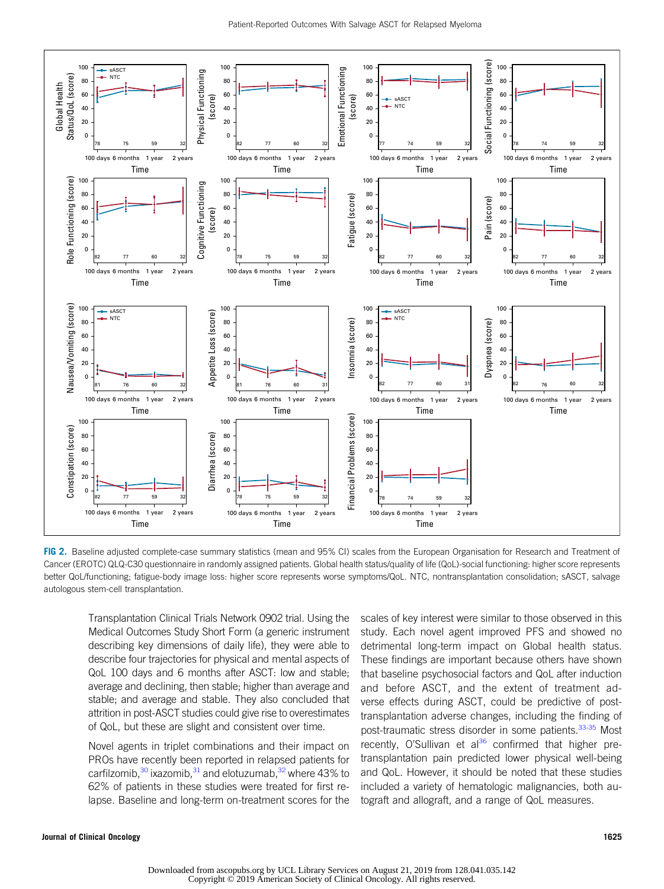**FIG 2.** Baseline adjusted complete-case summary statistics (mean and 95% CI) scales from the European Organisation for Research and Treatment of Cancer (EROTC) QLQ-C30 questionnaire in randomly assigned patients. Global health status/quality of life (QoL)-social functioning: higher score represents better QoL/functioning; fatigue-body image loss: higher score represents worse symptoms/QoL. NTC, nontransplantation consolidation; sASCT, salvage autologous stem-cell transplantation.

Transplantation Clinical Trials Network 0902 trial. Using the Medical Outcomes Study Short Form (a generic instrument describing key dimensions of daily life), they were able to describe four trajectories for physical and mental aspects of QoL 100 days and 6 months after ASCT: low and stable; average and declining, then stable; higher than average and stable; and average and stable. They also concluded that attrition in post-ASCT studies could give rise to overestimates of QoL, but these are slight and consistent over time.

Novel agents in triplet combinations and their impact on PROs have recently been reported in relapsed patients for carfilzomib,[30] ixazomib,[31] and elotuzumab,[32] where 43% to 62% of patients in these studies were treated for first relapse. Baseline and long-term on-treatment scores for the scales of key interest were similar to those observed in this study. Each novel agent improved PFS and showed no detrimental long-term impact on Global health status. These findings are important because others have shown that baseline psychosocial factors and QoL after induction and before ASCT, and the extent of treatment adverse effects during ASCT, could be predictive of post-transplantation adverse changes, including the finding of post-traumatic stress disorder in some patients.[33-35] Most recently, O'Sullivan et al[36] confirmed that higher pre-transplantation pain predicted lower physical well-being and QoL. However, it should be noted that these studies included a variety of hematologic malignancies, both autograft and allograft, and a range of QoL measures.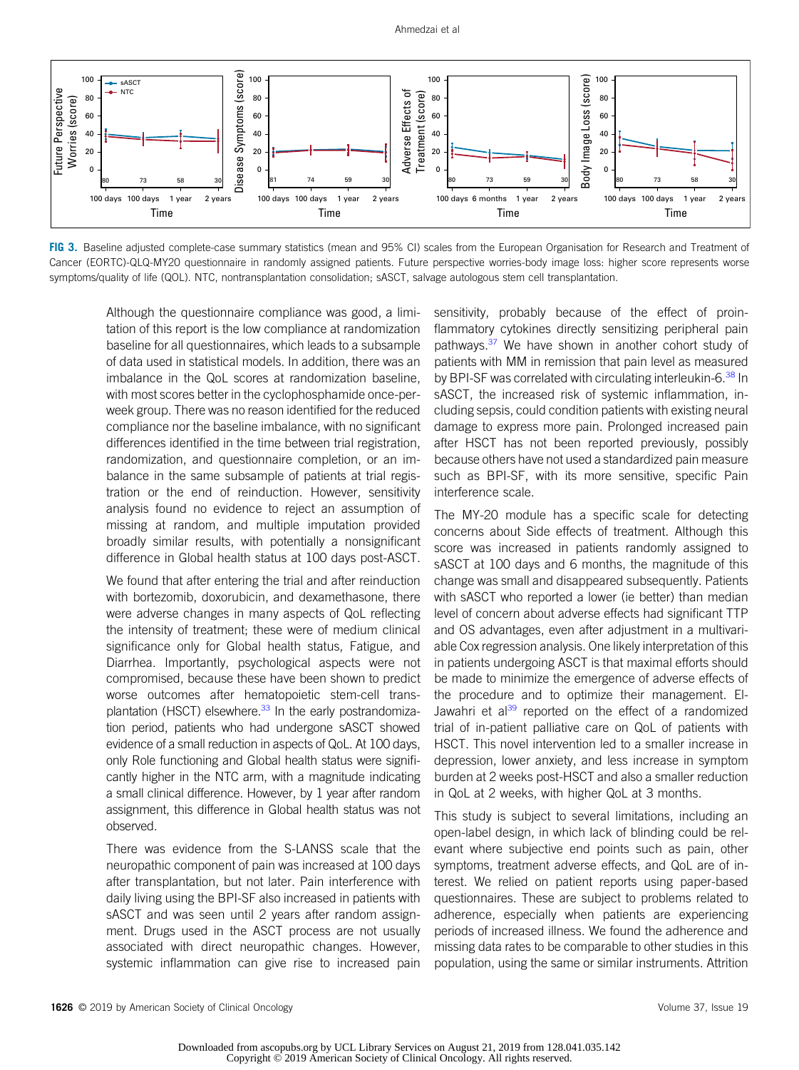FIG 3. Baseline adjusted complete-case summary statistics (mean and 95% CI) scales from the European Organisation for Research and Treatment of Cancer (EORTC)-QLQ-MY20 questionnaire in randomly assigned patients. Future perspective worries-body image loss: higher score represents worse symptoms/quality of life (QOL). NTC, nontransplantation consolidation; sASCT, salvage autologous stem cell transplantation.

Although the questionnaire compliance was good, a limitation of this report is the low compliance at randomization baseline for all questionnaires, which leads to a subsample of data used in statistical models. In addition, there was an imbalance in the QoL scores at randomization baseline, with most scores better in the cyclophosphamide once-per-week group. There was no reason identified for the reduced compliance nor the baseline imbalance, with no significant differences identified in the time between trial registration, randomization, and questionnaire completion, or an imbalance in the same subsample of patients at trial registration or the end of reinduction. However, sensitivity analysis found no evidence to reject an assumption of missing at random, and multiple imputation provided broadly similar results, with potentially a nonsignificant difference in Global health status at 100 days post-ASCT.

We found that after entering the trial and after reinduction with bortezomib, doxorubicin, and dexamethasone, there were adverse changes in many aspects of QoL reflecting the intensity of treatment; these were of medium clinical significance only for Global health status, Fatigue, and Diarrhea. Importantly, psychological aspects were not compromised, because these have been shown to predict worse outcomes after hematopoietic stem-cell transplantation (HSCT) elsewhere.[33] In the early postrandomization period, patients who had undergone sASCT showed evidence of a small reduction in aspects of QoL. At 100 days, only Role functioning and Global health status were significantly higher in the NTC arm, with a magnitude indicating a small clinical difference. However, by 1 year after random assignment, this difference in Global health status was not observed.

There was evidence from the S-LANSS scale that the neuropathic component of pain was increased at 100 days after transplantation, but not later. Pain interference with daily living using the BPI-SF also increased in patients with sASCT and was seen until 2 years after random assignment. Drugs used in the ASCT process are not usually associated with direct neuropathic changes. However, systemic inflammation can give rise to increased pain sensitivity, probably because of the effect of proinflammatory cytokines directly sensitizing peripheral pain pathways.[37] We have shown in another cohort study of patients with MM in remission that pain level as measured by BPI-SF was correlated with circulating interleukin-6.[38] In sASCT, the increased risk of systemic inflammation, including sepsis, could condition patients with existing neural damage to express more pain. Prolonged increased pain after HSCT has not been reported previously, possibly because others have not used a standardized pain measure such as BPI-SF, with its more sensitive, specific Pain interference scale.

The MY-20 module has a specific scale for detecting concerns about Side effects of treatment. Although this score was increased in patients randomly assigned to sASCT at 100 days and 6 months, the magnitude of this change was small and disappeared subsequently. Patients with sASCT who reported a lower (ie better) than median level of concern about adverse effects had significant TTP and OS advantages, even after adjustment in a multivariable Cox regression analysis. One likely interpretation of this in patients undergoing ASCT is that maximal efforts should be made to minimize the emergence of adverse effects of the procedure and to optimize their management. El-Jawahri et al[39] reported on the effect of a randomized trial of in-patient palliative care on QoL of patients with HSCT. This novel intervention led to a smaller increase in depression, lower anxiety, and less increase in symptom burden at 2 weeks post-HSCT and also a smaller reduction in QoL at 2 weeks, with higher QoL at 3 months.

This study is subject to several limitations, including an open-label design, in which lack of blinding could be relevant where subjective end points such as pain, other symptoms, treatment adverse effects, and QoL are of interest. We relied on patient reports using paper-based questionnaires. These are subject to problems related to adherence, especially when patients are experiencing periods of increased illness. We found the adherence and missing data rates to be comparable to other studies in this population, using the same or similar instruments. Attrition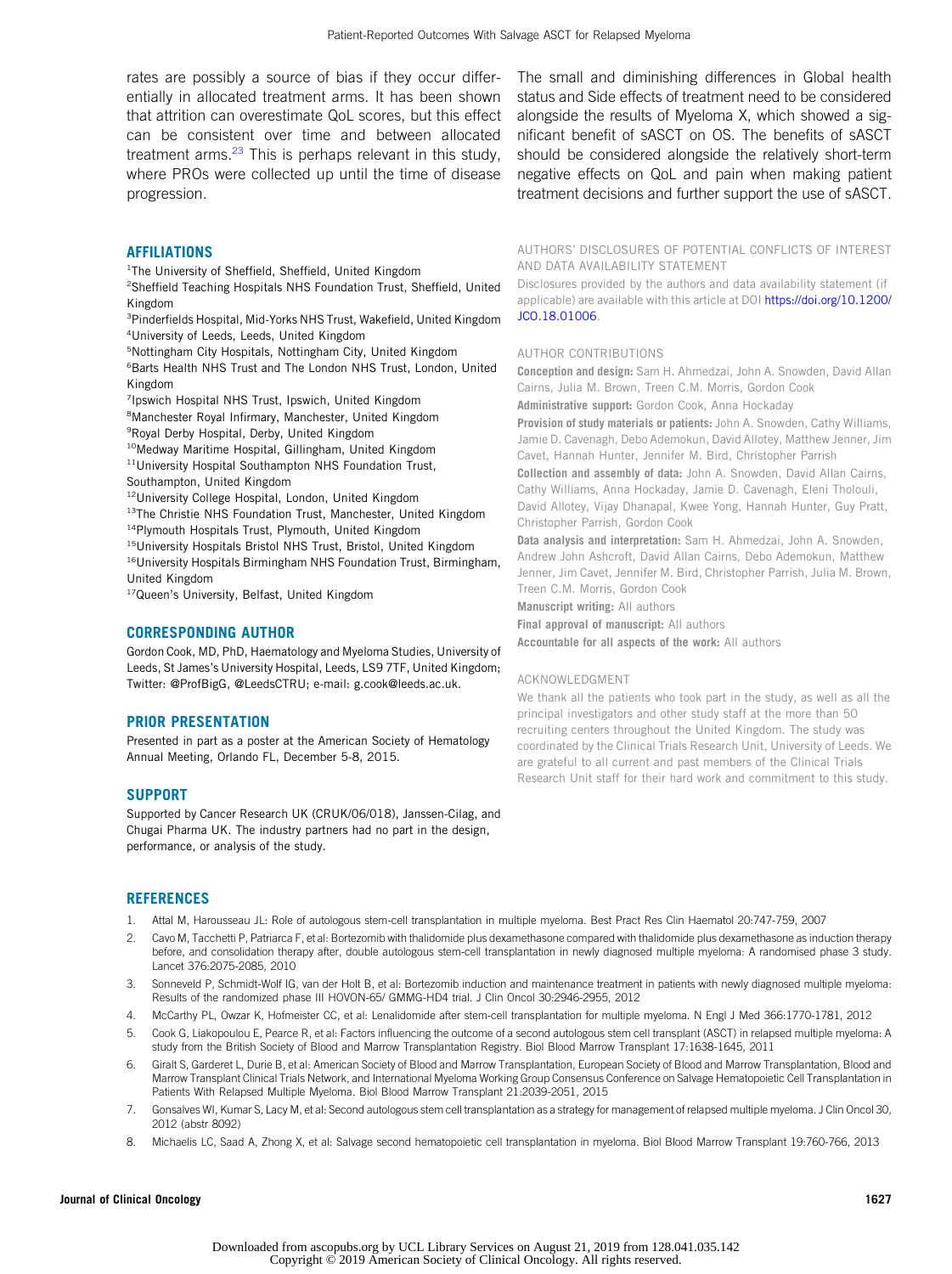rates are possibly a source of bias if they occur differentially in allocated treatment arms. It has been shown that attrition can overestimate QoL scores, but this effect can be consistent over time and between allocated treatment arms.[23] This is perhaps relevant in this study, where PROs were collected up until the time of disease progression.

The small and diminishing differences in Global health status and Side effects of treatment need to be considered alongside the results of Myeloma X, which showed a significant benefit of sASCT on OS. The benefits of sASCT should be considered alongside the relatively short-term negative effects on QoL and pain when making patient treatment decisions and further support the use of sASCT.

## AFFILIATIONS

[1]The University of Sheffield, Sheffield, United Kingdom
[2]Sheffield Teaching Hospitals NHS Foundation Trust, Sheffield, United Kingdom
[3]Pinderfields Hospital, Mid-Yorks NHS Trust, Wakefield, United Kingdom
[4]University of Leeds, Leeds, United Kingdom
[5]Nottingham City Hospitals, Nottingham City, United Kingdom
[6]Barts Health NHS Trust and The London NHS Trust, London, United Kingdom
[7]Ipswich Hospital NHS Trust, Ipswich, United Kingdom
[8]Manchester Royal Infirmary, Manchester, United Kingdom
[9]Royal Derby Hospital, Derby, United Kingdom
[10]Medway Maritime Hospital, Gillingham, United Kingdom
[11]University Hospital Southampton NHS Foundation Trust, Southampton, United Kingdom
[12]University College Hospital, London, United Kingdom
[13]The Christie NHS Foundation Trust, Manchester, United Kingdom
[14]Plymouth Hospitals Trust, Plymouth, United Kingdom
[15]University Hospitals Bristol NHS Trust, Bristol, United Kingdom
[16]University Hospitals Birmingham NHS Foundation Trust, Birmingham, United Kingdom
[17]Queen's University, Belfast, United Kingdom

## CORRESPONDING AUTHOR

Gordon Cook, MD, PhD, Haematology and Myeloma Studies, University of Leeds, St James's University Hospital, Leeds, LS9 7TF, United Kingdom; Twitter: @ProfBigG, @LeedsCTRU; e-mail: g.cook@leeds.ac.uk.

## PRIOR PRESENTATION

Presented in part as a poster at the American Society of Hematology Annual Meeting, Orlando FL, December 5-8, 2015.

## SUPPORT

Supported by Cancer Research UK (CRUK/06/018), Janssen-Cilag, and Chugai Pharma UK. The industry partners had no part in the design, performance, or analysis of the study.

## AUTHORS' DISCLOSURES OF POTENTIAL CONFLICTS OF INTEREST AND DATA AVAILABILITY STATEMENT

Disclosures provided by the authors and data availability statement (if applicable) are available with this article at DOI https://doi.org/10.1200/JCO.18.01006.

## AUTHOR CONTRIBUTIONS

**Conception and design:** Sam H. Ahmedzai, John A. Snowden, David Allan Cairns, Julia M. Brown, Treen C.M. Morris, Gordon Cook

**Administrative support:** Gordon Cook, Anna Hockaday

**Provision of study materials or patients:** John A. Snowden, Cathy Williams, Jamie D. Cavenagh, Debo Ademokun, David Allotey, Matthew Jenner, Jim Cavet, Hannah Hunter, Jennifer M. Bird, Christopher Parrish

**Collection and assembly of data:** John A. Snowden, David Allan Cairns, Cathy Williams, Anna Hockaday, Jamie D. Cavenagh, Eleni Tholouli, David Allotey, Vijay Dhanapal, Kwee Yong, Hannah Hunter, Guy Pratt, Christopher Parrish, Gordon Cook

**Data analysis and interpretation:** Sam H. Ahmedzai, John A. Snowden, Andrew John Ashcroft, David Allan Cairns, Debo Ademokun, Matthew Jenner, Jim Cavet, Jennifer M. Bird, Christopher Parrish, Julia M. Brown, Treen C.M. Morris, Gordon Cook

**Manuscript writing:** All authors

**Final approval of manuscript:** All authors

**Accountable for all aspects of the work:** All authors

## ACKNOWLEDGMENT

We thank all the patients who took part in the study, as well as all the principal investigators and other study staff at the more than 50 recruiting centers throughout the United Kingdom. The study was coordinated by the Clinical Trials Research Unit, University of Leeds. We are grateful to all current and past members of the Clinical Trials Research Unit staff for their hard work and commitment to this study.

## REFERENCES

1. Attal M, Harousseau JL: Role of autologous stem-cell transplantation in multiple myeloma. Best Pract Res Clin Haematol 20:747-759, 2007
2. Cavo M, Tacchetti P, Patriarca F, et al: Bortezomib with thalidomide plus dexamethasone compared with thalidomide plus dexamethasone as induction therapy before, and consolidation therapy after, double autologous stem-cell transplantation in newly diagnosed multiple myeloma: A randomised phase 3 study. Lancet 376:2075-2085, 2010
3. Sonneveld P, Schmidt-Wolf IG, van der Holt B, et al: Bortezomib induction and maintenance treatment in patients with newly diagnosed multiple myeloma: Results of the randomized phase III HOVON-65/ GMMG-HD4 trial. J Clin Oncol 30:2946-2955, 2012
4. McCarthy PL, Owzar K, Hofmeister CC, et al: Lenalidomide after stem-cell transplantation for multiple myeloma. N Engl J Med 366:1770-1781, 2012
5. Cook G, Liakopoulou E, Pearce R, et al: Factors influencing the outcome of a second autologous stem cell transplant (ASCT) in relapsed multiple myeloma: A study from the British Society of Blood and Marrow Transplantation Registry. Biol Blood Marrow Transplant 17:1638-1645, 2011
6. Giralt S, Garderet L, Durie B, et al: American Society of Blood and Marrow Transplantation, European Society of Blood and Marrow Transplantation, Blood and Marrow Transplant Clinical Trials Network, and International Myeloma Working Group Consensus Conference on Salvage Hematopoietic Cell Transplantation in Patients With Relapsed Multiple Myeloma. Biol Blood Marrow Transplant 21:2039-2051, 2015
7. Gonsalves WI, Kumar S, Lacy M, et al: Second autologous stem cell transplantation as a strategy for management of relapsed multiple myeloma. J Clin Oncol 30, 2012 (abstr 8092)
8. Michaelis LC, Saad A, Zhong X, et al: Salvage second hematopoietic cell transplantation in myeloma. Biol Blood Marrow Transplant 19:760-766, 2013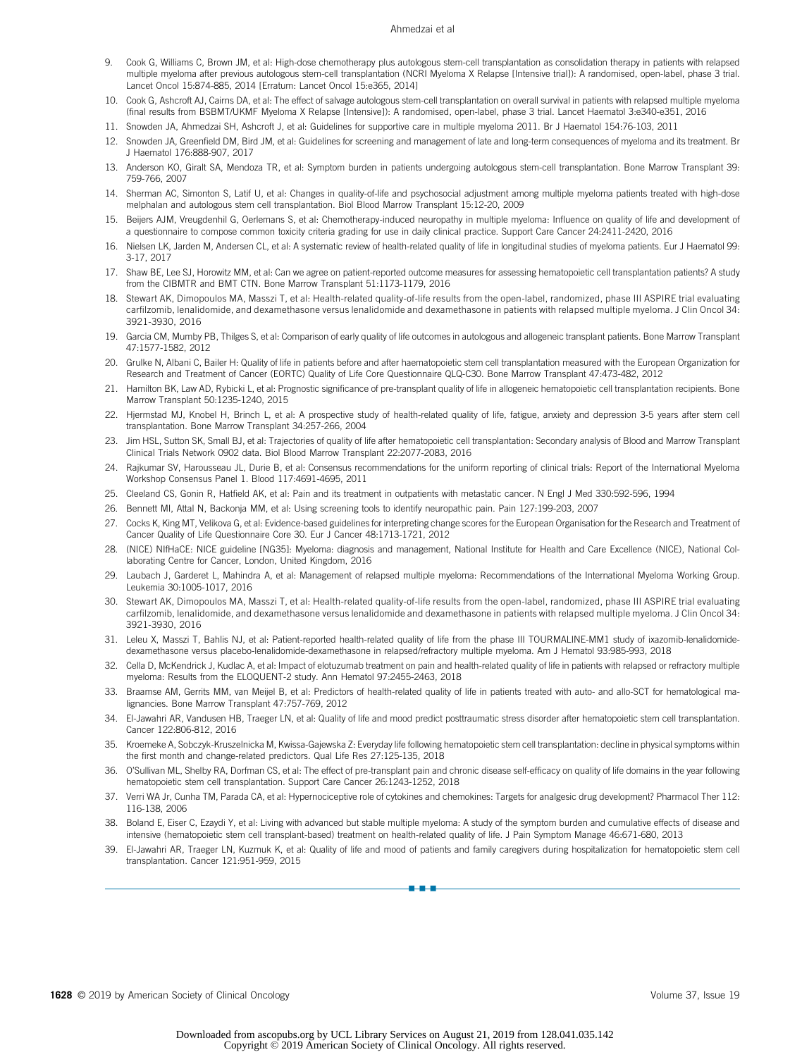9. Cook G, Williams C, Brown JM, et al: High-dose chemotherapy plus autologous stem-cell transplantation as consolidation therapy in patients with relapsed multiple myeloma after previous autologous stem-cell transplantation (NCRI Myeloma X Relapse [Intensive trial]): A randomised, open-label, phase 3 trial. Lancet Oncol 15:874-885, 2014 [Erratum: Lancet Oncol 15:e365, 2014]

10. Cook G, Ashcroft AJ, Cairns DA, et al: The effect of salvage autologous stem-cell transplantation on overall survival in patients with relapsed multiple myeloma (final results from BSBMT/UKMF Myeloma X Relapse [Intensive]): A randomised, open-label, phase 3 trial. Lancet Haematol 3:e340-e351, 2016

11. Snowden JA, Ahmedzai SH, Ashcroft J, et al: Guidelines for supportive care in multiple myeloma 2011. Br J Haematol 154:76-103, 2011

12. Snowden JA, Greenfield DM, Bird JM, et al: Guidelines for screening and management of late and long-term consequences of myeloma and its treatment. Br J Haematol 176:888-907, 2017

13. Anderson KO, Giralt SA, Mendoza TR, et al: Symptom burden in patients undergoing autologous stem-cell transplantation. Bone Marrow Transplant 39: 759-766, 2007

14. Sherman AC, Simonton S, Latif U, et al: Changes in quality-of-life and psychosocial adjustment among multiple myeloma patients treated with high-dose melphalan and autologous stem cell transplantation. Biol Blood Marrow Transplant 15:12-20, 2009

15. Beijers AJM, Vreugdenhil G, Oerlemans S, et al: Chemotherapy-induced neuropathy in multiple myeloma: Influence on quality of life and development of a questionnaire to compose common toxicity criteria grading for use in daily clinical practice. Support Care Cancer 24:2411-2420, 2016

16. Nielsen LK, Jarden M, Andersen CL, et al: A systematic review of health-related quality of life in longitudinal studies of myeloma patients. Eur J Haematol 99: 3-17, 2017

17. Shaw BE, Lee SJ, Horowitz MM, et al: Can we agree on patient-reported outcome measures for assessing hematopoietic cell transplantation patients? A study from the CIBMTR and BMT CTN. Bone Marrow Transplant 51:1173-1179, 2016

18. Stewart AK, Dimopoulos MA, Masszi T, et al: Health-related quality-of-life results from the open-label, randomized, phase III ASPIRE trial evaluating carfilzomib, lenalidomide, and dexamethasone versus lenalidomide and dexamethasone in patients with relapsed multiple myeloma. J Clin Oncol 34: 3921-3930, 2016

19. Garcia CM, Mumby PB, Thilges S, et al: Comparison of early quality of life outcomes in autologous and allogeneic transplant patients. Bone Marrow Transplant 47:1577-1582, 2012

20. Grulke N, Albani C, Bailer H: Quality of life in patients before and after haematopoietic stem cell transplantation measured with the European Organization for Research and Treatment of Cancer (EORTC) Quality of Life Core Questionnaire QLQ-C30. Bone Marrow Transplant 47:473-482, 2012

21. Hamilton BK, Law AD, Rybicki L, et al: Prognostic significance of pre-transplant quality of life in allogeneic hematopoietic cell transplantation recipients. Bone Marrow Transplant 50:1235-1240, 2015

22. Hjermstad MJ, Knobel H, Brinch L, et al: A prospective study of health-related quality of life, fatigue, anxiety and depression 3-5 years after stem cell transplantation. Bone Marrow Transplant 34:257-266, 2004

23. Jim HSL, Sutton SK, Small BJ, et al: Trajectories of quality of life after hematopoietic cell transplantation: Secondary analysis of Blood and Marrow Transplant Clinical Trials Network 0902 data. Biol Blood Marrow Transplant 22:2077-2083, 2016

24. Rajkumar SV, Harousseau JL, Durie B, et al: Consensus recommendations for the uniform reporting of clinical trials: Report of the International Myeloma Workshop Consensus Panel 1. Blood 117:4691-4695, 2011

25. Cleeland CS, Gonin R, Hatfield AK, et al: Pain and its treatment in outpatients with metastatic cancer. N Engl J Med 330:592-596, 1994

26. Bennett MI, Attal N, Backonja MM, et al: Using screening tools to identify neuropathic pain. Pain 127:199-203, 2007

27. Cocks K, King MT, Velikova G, et al: Evidence-based guidelines for interpreting change scores for the European Organisation for the Research and Treatment of Cancer Quality of Life Questionnaire Core 30. Eur J Cancer 48:1713-1721, 2012

28. (NICE) NIfHaCE: NICE guideline [NG35]: Myeloma: diagnosis and management, National Institute for Health and Care Excellence (NICE), National Collaborating Centre for Cancer, London, United Kingdom, 2016

29. Laubach J, Garderet L, Mahindra A, et al: Management of relapsed multiple myeloma: Recommendations of the International Myeloma Working Group. Leukemia 30:1005-1017, 2016

30. Stewart AK, Dimopoulos MA, Masszi T, et al: Health-related quality-of-life results from the open-label, randomized, phase III ASPIRE trial evaluating carfilzomib, lenalidomide, and dexamethasone versus lenalidomide and dexamethasone in patients with relapsed multiple myeloma. J Clin Oncol 34: 3921-3930, 2016

31. Leleu X, Masszi T, Bahlis NJ, et al: Patient-reported health-related quality of life from the phase III TOURMALINE-MM1 study of ixazomib-lenalidomide-dexamethasone versus placebo-lenalidomide-dexamethasone in relapsed/refractory multiple myeloma. Am J Hematol 93:985-993, 2018

32. Cella D, McKendrick J, Kudlac A, et al: Impact of elotuzumab treatment on pain and health-related quality of life in patients with relapsed or refractory multiple myeloma: Results from the ELOQUENT-2 study. Ann Hematol 97:2455-2463, 2018

33. Braamse AM, Gerrits MM, van Meijel B, et al: Predictors of health-related quality of life in patients treated with auto- and allo-SCT for hematological malignancies. Bone Marrow Transplant 47:757-769, 2012

34. El-Jawahri AR, Vandusen HB, Traeger LN, et al: Quality of life and mood predict posttraumatic stress disorder after hematopoietic stem cell transplantation. Cancer 122:806-812, 2016

35. Kroemeke A, Sobczyk-Kruszelnicka M, Kwissa-Gajewska Z: Everyday life following hematopoietic stem cell transplantation: decline in physical symptoms within the first month and change-related predictors. Qual Life Res 27:125-135, 2018

36. O'Sullivan ML, Shelby RA, Dorfman CS, et al: The effect of pre-transplant pain and chronic disease self-efficacy on quality of life domains in the year following hematopoietic stem cell transplantation. Support Care Cancer 26:1243-1252, 2018

37. Verri WA Jr, Cunha TM, Parada CA, et al: Hypernociceptive role of cytokines and chemokines: Targets for analgesic drug development? Pharmacol Ther 112: 116-138, 2006

38. Boland E, Eiser C, Ezaydi Y, et al: Living with advanced but stable multiple myeloma: A study of the symptom burden and cumulative effects of disease and intensive (hematopoietic stem cell transplant-based) treatment on health-related quality of life. J Pain Symptom Manage 46:671-680, 2013

39. El-Jawahri AR, Traeger LN, Kuzmuk K, et al: Quality of life and mood of patients and family caregivers during hospitalization for hematopoietic stem cell transplantation. Cancer 121:951-959, 2015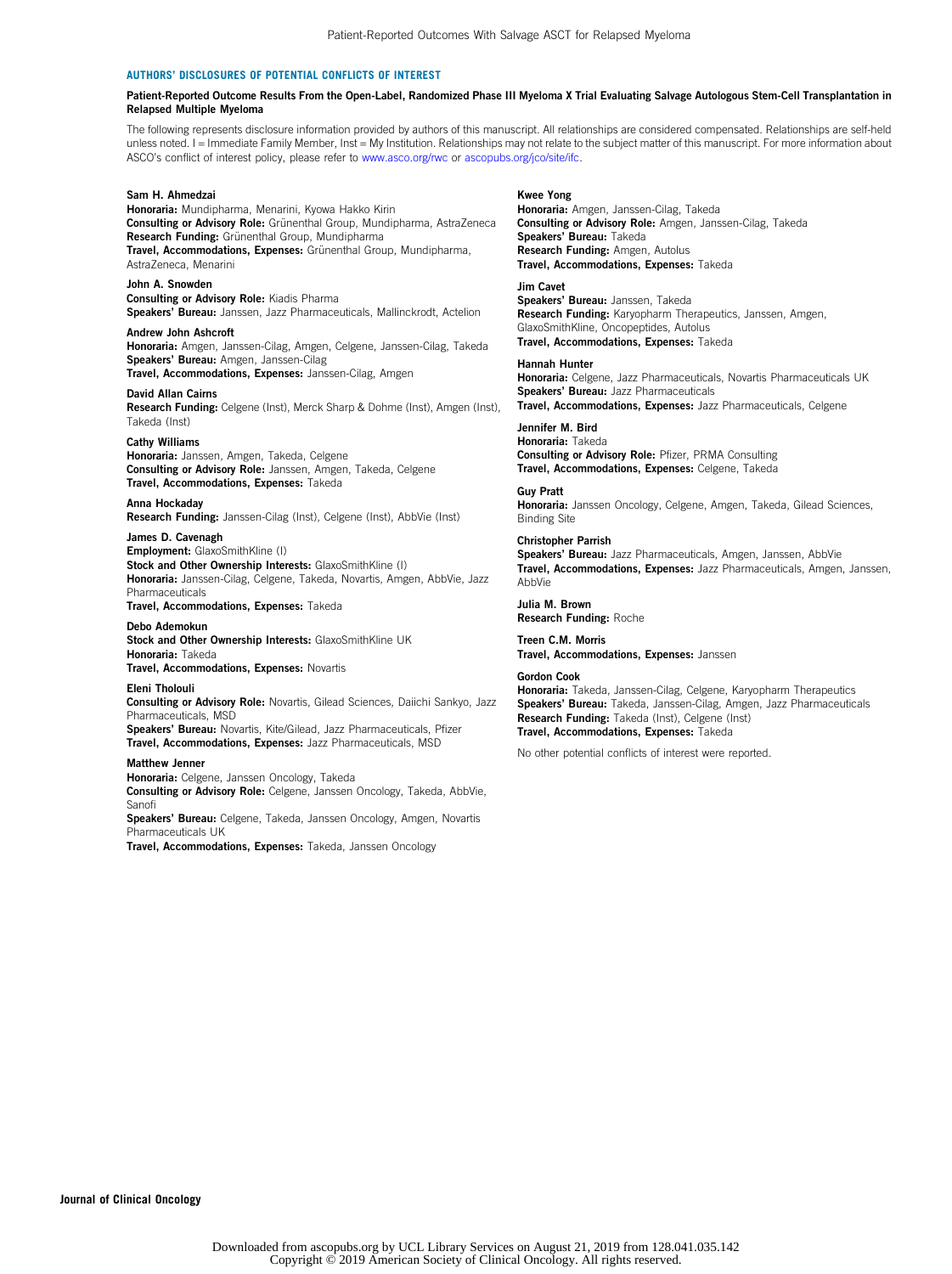## AUTHORS' DISCLOSURES OF POTENTIAL CONFLICTS OF INTEREST

**Patient-Reported Outcome Results From the Open-Label, Randomized Phase III Myeloma X Trial Evaluating Salvage Autologous Stem-Cell Transplantation in Relapsed Multiple Myeloma**

The following represents disclosure information provided by authors of this manuscript. All relationships are considered compensated. Relationships are self-held unless noted. I = Immediate Family Member, Inst = My Institution. Relationships may not relate to the subject matter of this manuscript. For more information about ASCO's conflict of interest policy, please refer to www.asco.org/rwc or ascopubs.org/jco/site/ifc.

**Sam H. Ahmedzai**
**Honoraria:** Mundipharma, Menarini, Kyowa Hakko Kirin
**Consulting or Advisory Role:** Grünenthal Group, Mundipharma, AstraZeneca
**Research Funding:** Grünenthal Group, Mundipharma
**Travel, Accommodations, Expenses:** Grünenthal Group, Mundipharma, AstraZeneca, Menarini

**John A. Snowden**
**Consulting or Advisory Role:** Kiadis Pharma
**Speakers' Bureau:** Janssen, Jazz Pharmaceuticals, Mallinckrodt, Actelion

**Andrew John Ashcroft**
**Honoraria:** Amgen, Janssen-Cilag, Amgen, Celgene, Janssen-Cilag, Takeda
**Speakers' Bureau:** Amgen, Janssen-Cilag
**Travel, Accommodations, Expenses:** Janssen-Cilag, Amgen

**David Allan Cairns**
**Research Funding:** Celgene (Inst), Merck Sharp & Dohme (Inst), Amgen (Inst), Takeda (Inst)

**Cathy Williams**
**Honoraria:** Janssen, Amgen, Takeda, Celgene
**Consulting or Advisory Role:** Janssen, Amgen, Takeda, Celgene
**Travel, Accommodations, Expenses:** Takeda

**Anna Hockaday**
**Research Funding:** Janssen-Cilag (Inst), Celgene (Inst), AbbVie (Inst)

**James D. Cavenagh**
**Employment:** GlaxoSmithKline (I)
**Stock and Other Ownership Interests:** GlaxoSmithKline (I)
**Honoraria:** Janssen-Cilag, Celgene, Takeda, Novartis, Amgen, AbbVie, Jazz Pharmaceuticals
**Travel, Accommodations, Expenses:** Takeda

**Debo Ademokun**
**Stock and Other Ownership Interests:** GlaxoSmithKline UK
**Honoraria:** Takeda
**Travel, Accommodations, Expenses:** Novartis

**Eleni Tholouli**
**Consulting or Advisory Role:** Novartis, Gilead Sciences, Daiichi Sankyo, Jazz Pharmaceuticals, MSD
**Speakers' Bureau:** Novartis, Kite/Gilead, Jazz Pharmaceuticals, Pfizer
**Travel, Accommodations, Expenses:** Jazz Pharmaceuticals, MSD

**Matthew Jenner**
**Honoraria:** Celgene, Janssen Oncology, Takeda
**Consulting or Advisory Role:** Celgene, Janssen Oncology, Takeda, AbbVie, Sanofi
**Speakers' Bureau:** Celgene, Takeda, Janssen Oncology, Amgen, Novartis Pharmaceuticals UK
**Travel, Accommodations, Expenses:** Takeda, Janssen Oncology

**Kwee Yong**
**Honoraria:** Amgen, Janssen-Cilag, Takeda
**Consulting or Advisory Role:** Amgen, Janssen-Cilag, Takeda
**Speakers' Bureau:** Takeda
**Research Funding:** Amgen, Autolus
**Travel, Accommodations, Expenses:** Takeda

**Jim Cavet**
**Speakers' Bureau:** Janssen, Takeda
**Research Funding:** Karyopharm Therapeutics, Janssen, Amgen, GlaxoSmithKline, Oncopeptides, Autolus
**Travel, Accommodations, Expenses:** Takeda

**Hannah Hunter**
**Honoraria:** Celgene, Jazz Pharmaceuticals, Novartis Pharmaceuticals UK
**Speakers' Bureau:** Jazz Pharmaceuticals
**Travel, Accommodations, Expenses:** Jazz Pharmaceuticals, Celgene

**Jennifer M. Bird**
**Honoraria:** Takeda
**Consulting or Advisory Role:** Pfizer, PRMA Consulting
**Travel, Accommodations, Expenses:** Celgene, Takeda

**Guy Pratt**
**Honoraria:** Janssen Oncology, Celgene, Amgen, Takeda, Gilead Sciences, Binding Site

**Christopher Parrish**
**Speakers' Bureau:** Jazz Pharmaceuticals, Amgen, Janssen, AbbVie
**Travel, Accommodations, Expenses:** Jazz Pharmaceuticals, Amgen, Janssen, AbbVie

**Julia M. Brown**
**Research Funding:** Roche

**Treen C.M. Morris**
**Travel, Accommodations, Expenses:** Janssen

**Gordon Cook**
**Honoraria:** Takeda, Janssen-Cilag, Celgene, Karyopharm Therapeutics
**Speakers' Bureau:** Takeda, Janssen-Cilag, Amgen, Jazz Pharmaceuticals
**Research Funding:** Takeda (Inst), Celgene (Inst)
**Travel, Accommodations, Expenses:** Takeda

No other potential conflicts of interest were reported.